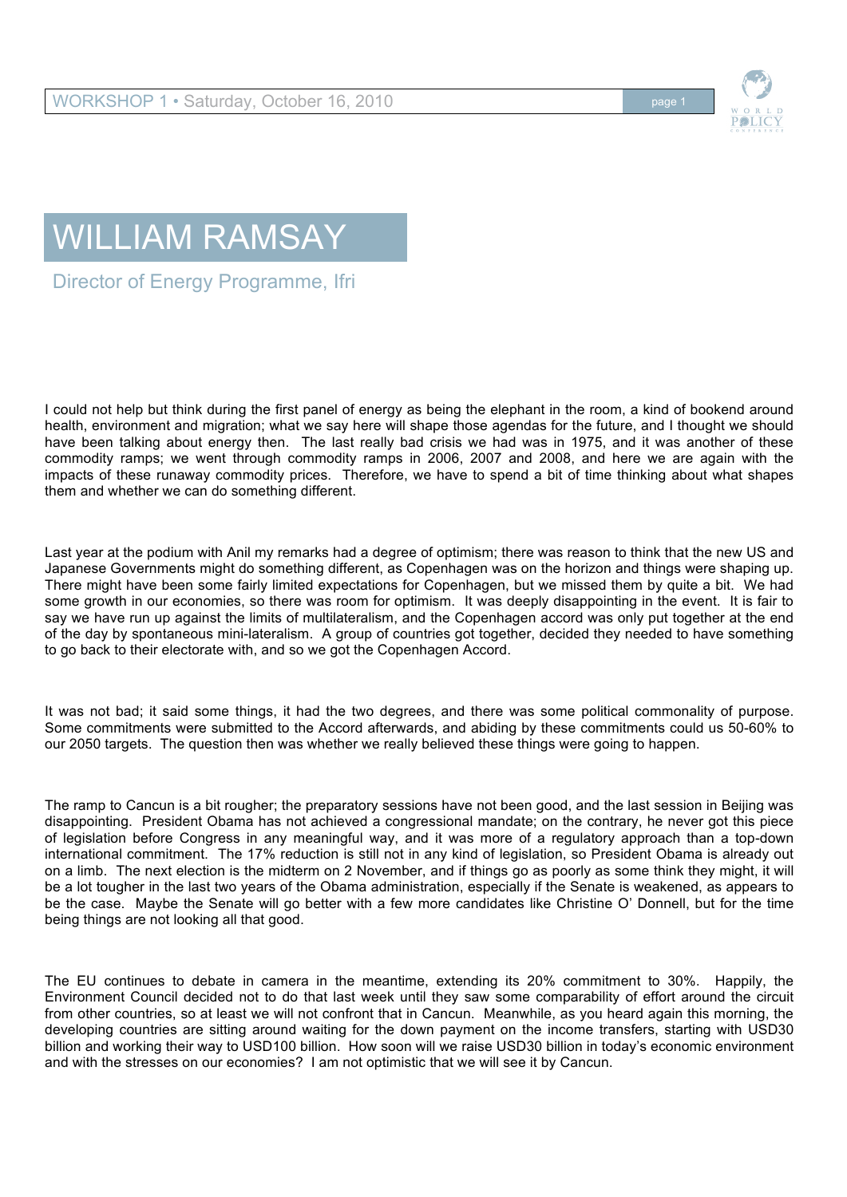# WILLIAM RAMSAY

Director of Energy Programme, Ifri

I could not help but think during the first panel of energy as being the elephant in the room, a kind of bookend around health, environment and migration; what we say here will shape those agendas for the future, and I thought we should have been talking about energy then. The last really bad crisis we had was in 1975, and it was another of these commodity ramps; we went through commodity ramps in 2006, 2007 and 2008, and here we are again with the impacts of these runaway commodity prices. Therefore, we have to spend a bit of time thinking about what shapes them and whether we can do something different.

Last year at the podium with Anil my remarks had a degree of optimism; there was reason to think that the new US and Japanese Governments might do something different, as Copenhagen was on the horizon and things were shaping up. There might have been some fairly limited expectations for Copenhagen, but we missed them by quite a bit. We had some growth in our economies, so there was room for optimism. It was deeply disappointing in the event. It is fair to say we have run up against the limits of multilateralism, and the Copenhagen accord was only put together at the end of the day by spontaneous mini-lateralism. A group of countries got together, decided they needed to have something to go back to their electorate with, and so we got the Copenhagen Accord.

It was not bad; it said some things, it had the two degrees, and there was some political commonality of purpose. Some commitments were submitted to the Accord afterwards, and abiding by these commitments could us 50-60% to our 2050 targets. The question then was whether we really believed these things were going to happen.

The ramp to Cancun is a bit rougher; the preparatory sessions have not been good, and the last session in Beijing was disappointing. President Obama has not achieved a congressional mandate; on the contrary, he never got this piece of legislation before Congress in any meaningful way, and it was more of a regulatory approach than a top-down international commitment. The 17% reduction is still not in any kind of legislation, so President Obama is already out on a limb. The next election is the midterm on 2 November, and if things go as poorly as some think they might, it will be a lot tougher in the last two years of the Obama administration, especially if the Senate is weakened, as appears to be the case. Maybe the Senate will go better with a few more candidates like Christine O' Donnell, but for the time being things are not looking all that good.

The EU continues to debate in camera in the meantime, extending its 20% commitment to 30%. Happily, the Environment Council decided not to do that last week until they saw some comparability of effort around the circuit from other countries, so at least we will not confront that in Cancun. Meanwhile, as you heard again this morning, the developing countries are sitting around waiting for the down payment on the income transfers, starting with USD30 billion and working their way to USD100 billion. How soon will we raise USD30 billion in today's economic environment and with the stresses on our economies? I am not optimistic that we will see it by Cancun.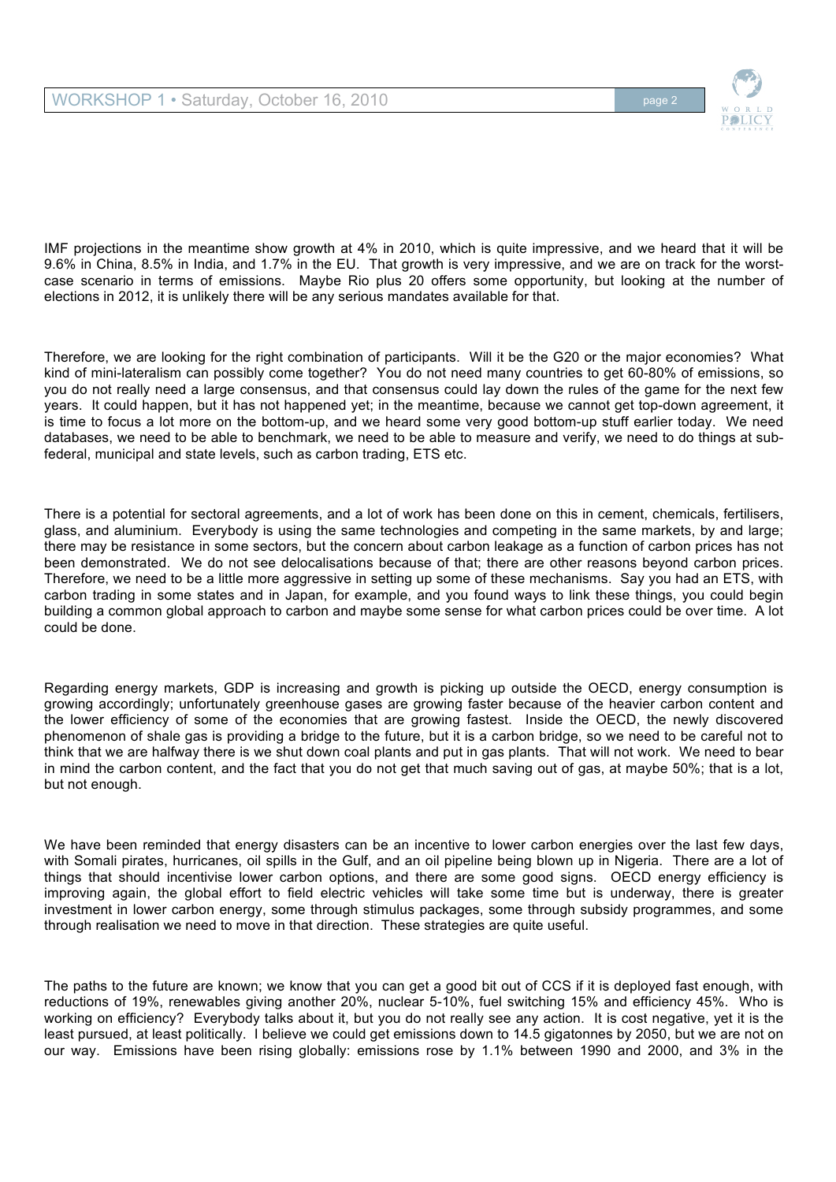IMF projections in the meantime show growth at 4% in 2010, which is quite impressive, and we heard that it will be 9.6% in China, 8.5% in India, and 1.7% in the EU. That growth is very impressive, and we are on track for the worst-case scenario in terms of emissions. Maybe Rio plus 20 offers some opportunity, but looking at the number of elections in 2012, it is unlikely there will be any serious mandates available for that.

Therefore, we are looking for the right combination of participants. Will it be the G20 or the major economies? What kind of mini-lateralism can possibly come together? You do not need many countries to get 60-80% of emissions, so you do not really need a large consensus, and that consensus could lay down the rules of the game for the next few years. It could happen, but it has not happened yet; in the meantime, because we cannot get top-down agreement, it is time to focus a lot more on the bottom-up, and we heard some very good bottom-up stuff earlier today. We need databases, we need to be able to benchmark, we need to be able to measure and verify, we need to do things at sub-federal, municipal and state levels, such as carbon trading, ETS etc.

There is a potential for sectoral agreements, and a lot of work has been done on this in cement, chemicals, fertilisers, glass, and aluminium. Everybody is using the same technologies and competing in the same markets, by and large; there may be resistance in some sectors, but the concern about carbon leakage as a function of carbon prices has not been demonstrated. We do not see delocalisations because of that; there are other reasons beyond carbon prices. Therefore, we need to be a little more aggressive in setting up some of these mechanisms. Say you had an ETS, with carbon trading in some states and in Japan, for example, and you found ways to link these things, you could begin building a common global approach to carbon and maybe some sense for what carbon prices could be over time. A lot could be done.

Regarding energy markets, GDP is increasing and growth is picking up outside the OECD, energy consumption is growing accordingly; unfortunately greenhouse gases are growing faster because of the heavier carbon content and the lower efficiency of some of the economies that are growing fastest. Inside the OECD, the newly discovered phenomenon of shale gas is providing a bridge to the future, but it is a carbon bridge, so we need to be careful not to think that we are halfway there is we shut down coal plants and put in gas plants. That will not work. We need to bear in mind the carbon content, and the fact that you do not get that much saving out of gas, at maybe 50%; that is a lot, but not enough.

We have been reminded that energy disasters can be an incentive to lower carbon energies over the last few days, with Somali pirates, hurricanes, oil spills in the Gulf, and an oil pipeline being blown up in Nigeria. There are a lot of things that should incentivise lower carbon options, and there are some good signs. OECD energy efficiency is improving again, the global effort to field electric vehicles will take some time but is underway, there is greater investment in lower carbon energy, some through stimulus packages, some through subsidy programmes, and some through realisation we need to move in that direction. These strategies are quite useful.

The paths to the future are known; we know that you can get a good bit out of CCS if it is deployed fast enough, with reductions of 19%, renewables giving another 20%, nuclear 5-10%, fuel switching 15% and efficiency 45%. Who is working on efficiency? Everybody talks about it, but you do not really see any action. It is cost negative, yet it is the least pursued, at least politically. I believe we could get emissions down to 14.5 gigatonnes by 2050, but we are not on our way. Emissions have been rising globally: emissions rose by 1.1% between 1990 and 2000, and 3% in the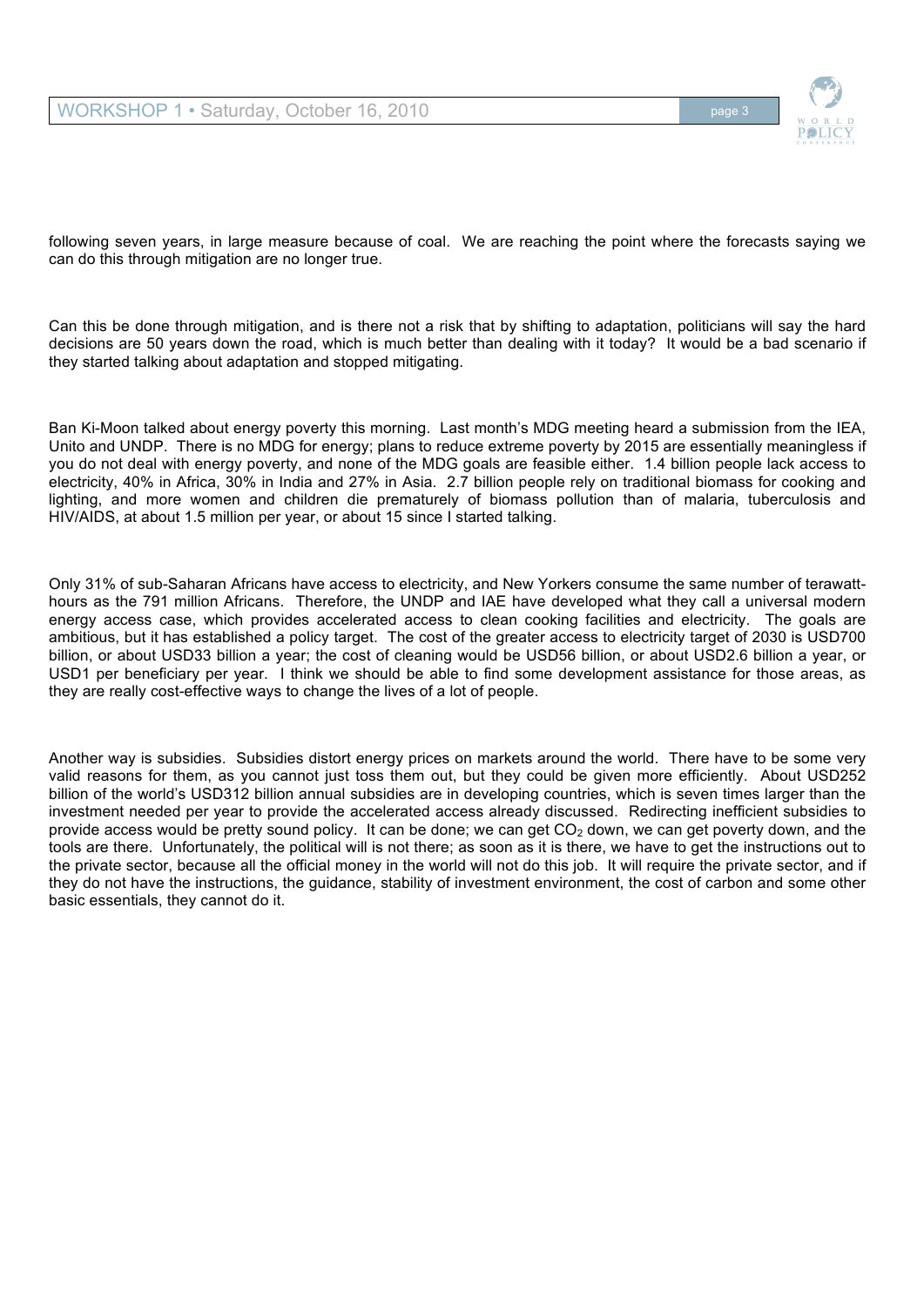following seven years, in large measure because of coal. We are reaching the point where the forecasts saying we can do this through mitigation are no longer true.

Can this be done through mitigation, and is there not a risk that by shifting to adaptation, politicians will say the hard decisions are 50 years down the road, which is much better than dealing with it today? It would be a bad scenario if they started talking about adaptation and stopped mitigating.

Ban Ki-Moon talked about energy poverty this morning. Last month's MDG meeting heard a submission from the IEA, Unito and UNDP. There is no MDG for energy; plans to reduce extreme poverty by 2015 are essentially meaningless if you do not deal with energy poverty, and none of the MDG goals are feasible either. 1.4 billion people lack access to electricity, 40% in Africa, 30% in India and 27% in Asia. 2.7 billion people rely on traditional biomass for cooking and lighting, and more women and children die prematurely of biomass pollution than of malaria, tuberculosis and HIV/AIDS, at about 1.5 million per year, or about 15 since I started talking.

Only 31% of sub-Saharan Africans have access to electricity, and New Yorkers consume the same number of terawatt-hours as the 791 million Africans. Therefore, the UNDP and IAE have developed what they call a universal modern energy access case, which provides accelerated access to clean cooking facilities and electricity. The goals are ambitious, but it has established a policy target. The cost of the greater access to electricity target of 2030 is USD700 billion, or about USD33 billion a year; the cost of cleaning would be USD56 billion, or about USD2.6 billion a year, or USD1 per beneficiary per year. I think we should be able to find some development assistance for those areas, as they are really cost-effective ways to change the lives of a lot of people.

Another way is subsidies. Subsidies distort energy prices on markets around the world. There have to be some very valid reasons for them, as you cannot just toss them out, but they could be given more efficiently. About USD252 billion of the world's USD312 billion annual subsidies are in developing countries, which is seven times larger than the investment needed per year to provide the accelerated access already discussed. Redirecting inefficient subsidies to provide access would be pretty sound policy. It can be done; we can get $CO_2$ down, we can get poverty down, and the tools are there. Unfortunately, the political will is not there; as soon as it is there, we have to get the instructions out to the private sector, because all the official money in the world will not do this job. It will require the private sector, and if they do not have the instructions, the guidance, stability of investment environment, the cost of carbon and some other basic essentials, they cannot do it.